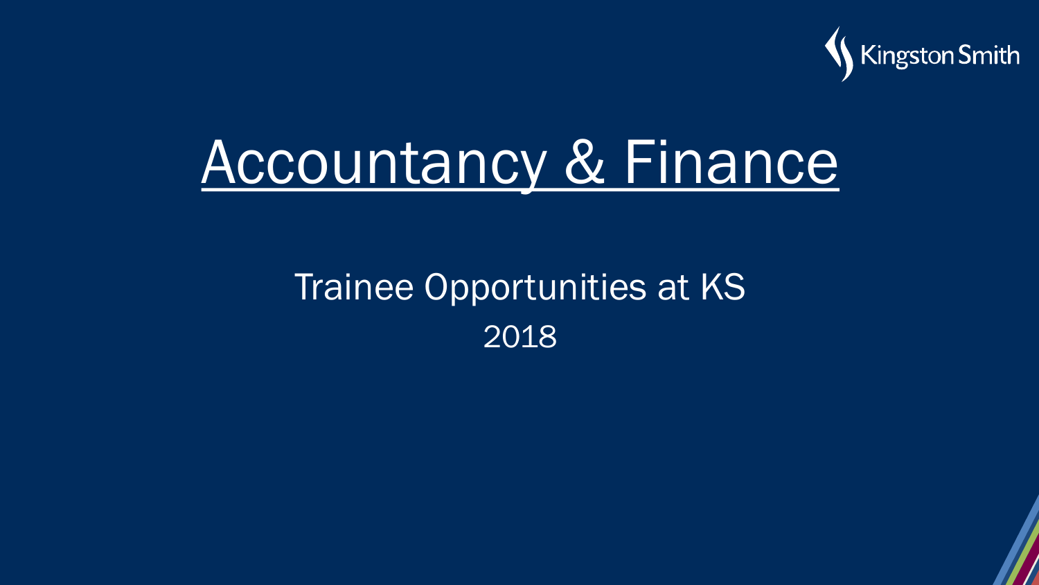Kingston Smith

# Accountancy & Finance

## Trainee Opportunities at KS

2018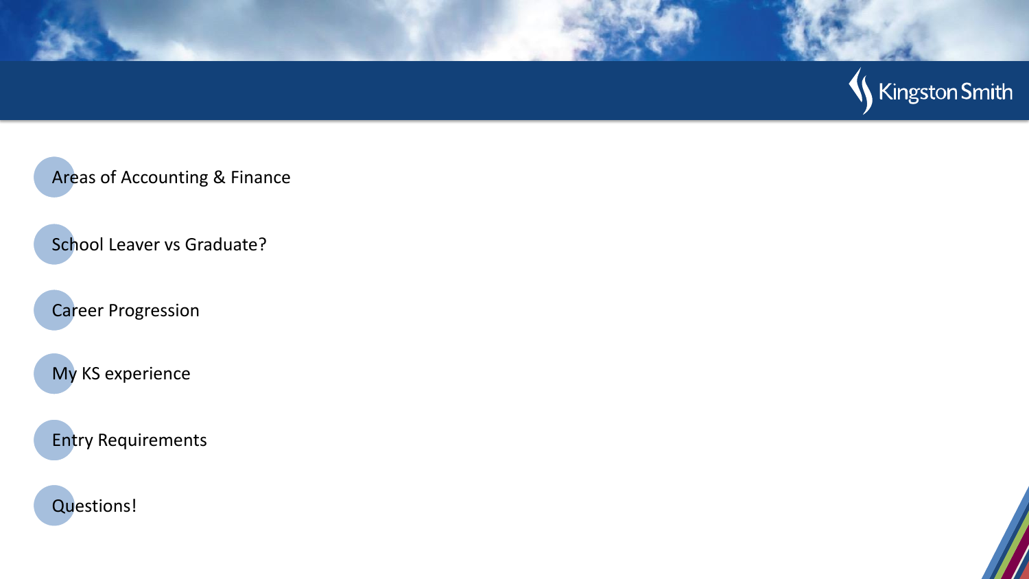- Areas of Accounting & Finance
- School Leaver vs Graduate?
- Career Progression
- My KS experience
- Entry Requirements
- Questions!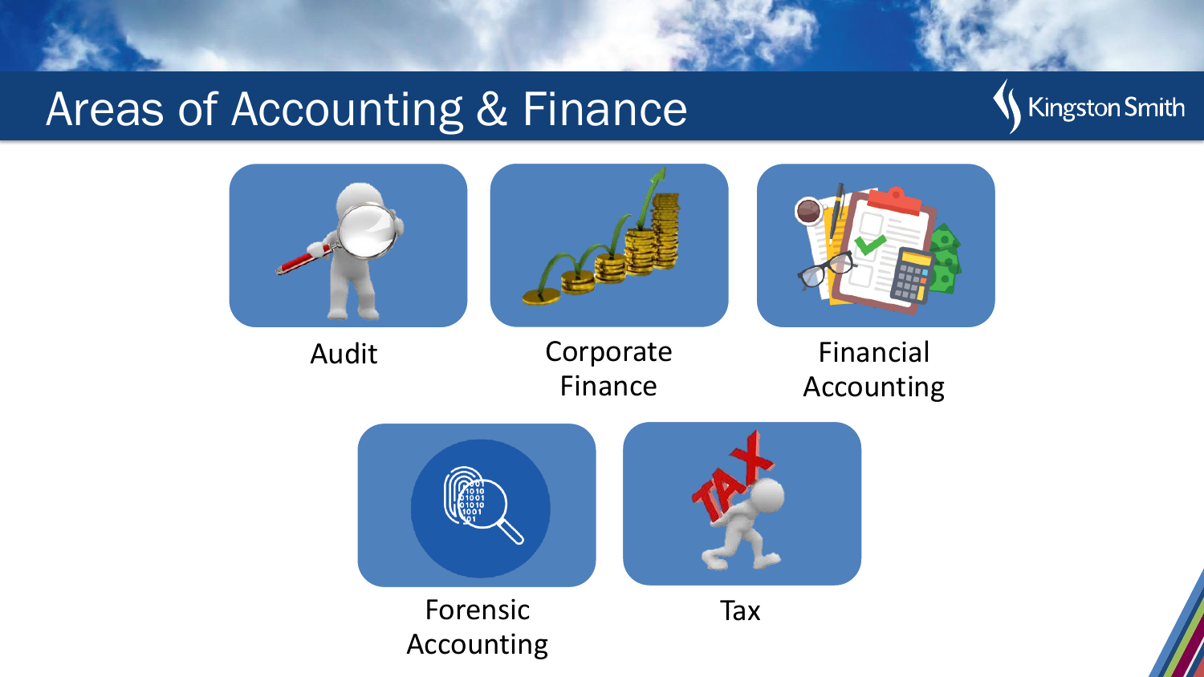# Areas of Accounting & Finance

- Audit
- Corporate Finance
- Financial Accounting
- Forensic Accounting
- Tax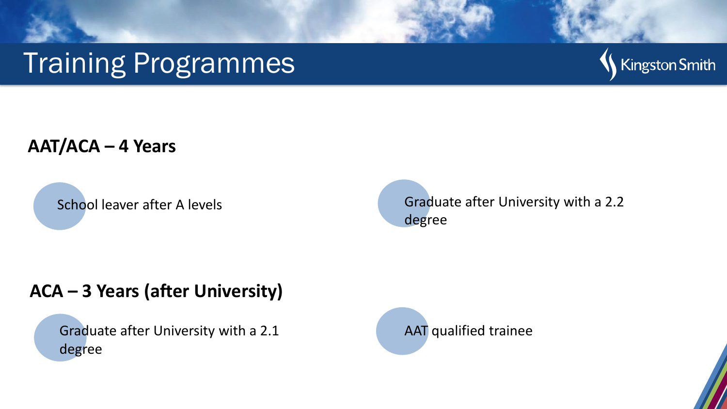# Training Programmes

**AAT/ACA – 4 Years**

- School leaver after A levels
- Graduate after University with a 2.2 degree

**ACA – 3 Years (after University)**

- Graduate after University with a 2.1 degree
- AAT qualified trainee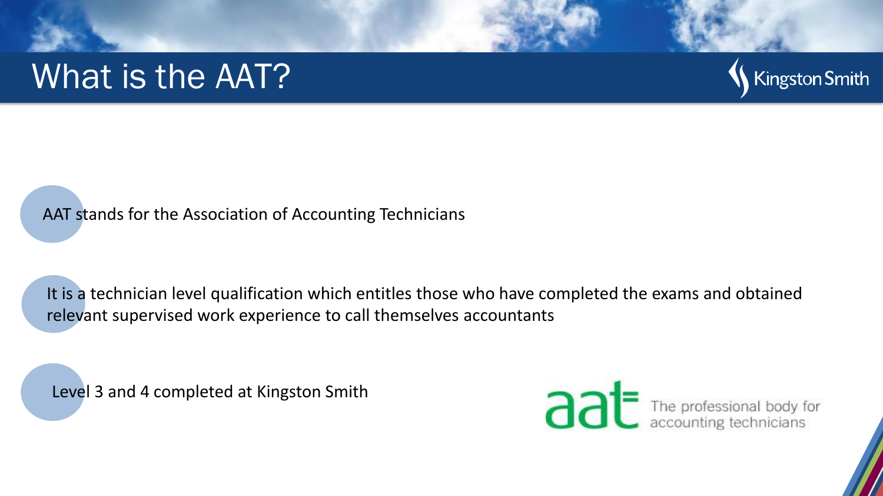# What is the AAT?

- AAT stands for the Association of Accounting Technicians

- It is a technician level qualification which entitles those who have completed the exams and obtained relevant supervised work experience to call themselves accountants

- Level 3 and 4 completed at Kingston Smith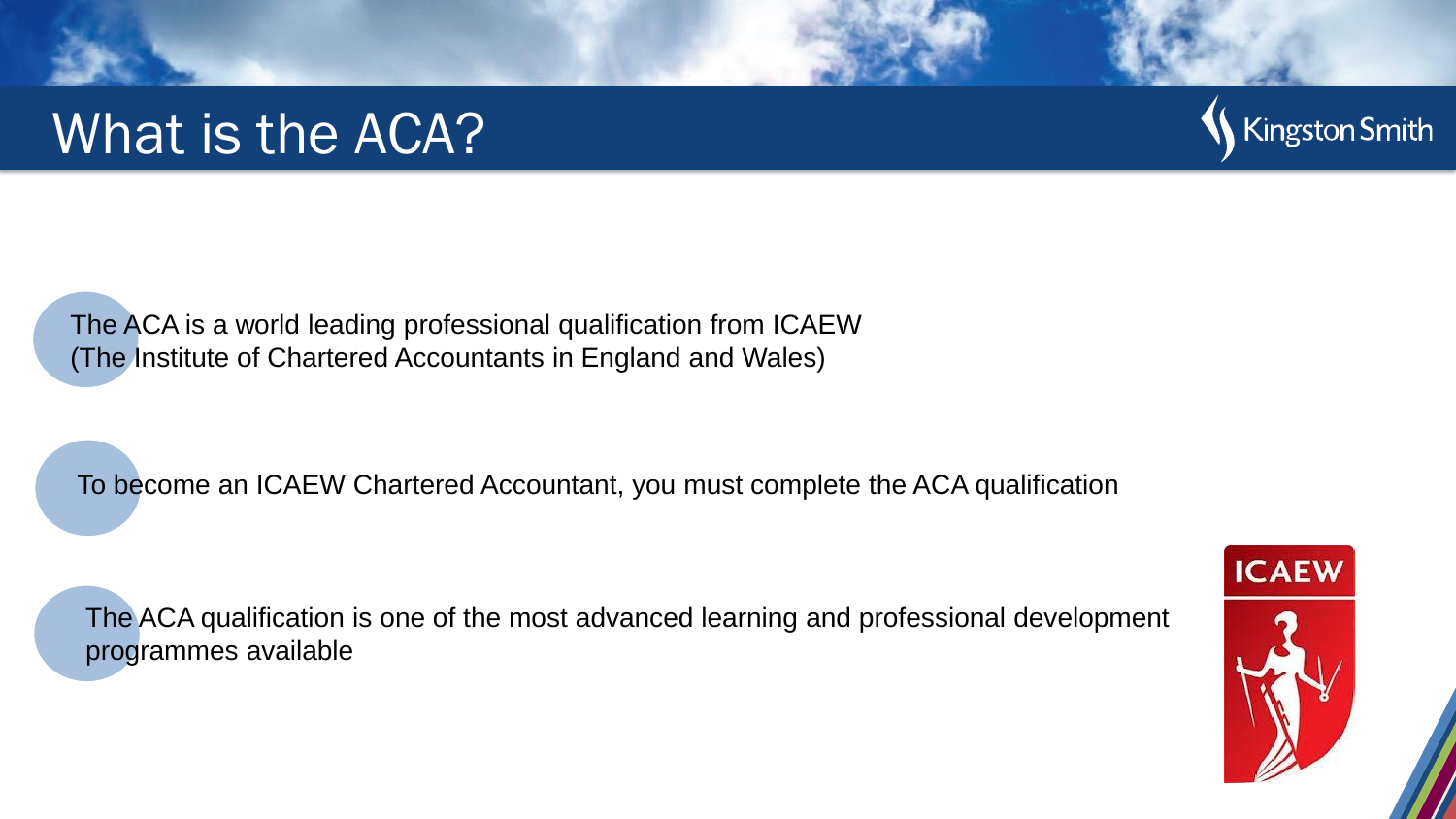# What is the ACA?

The ACA is a world leading professional qualification from ICAEW (The Institute of Chartered Accountants in England and Wales)

To become an ICAEW Chartered Accountant, you must complete the ACA qualification

The ACA qualification is one of the most advanced learning and professional development programmes available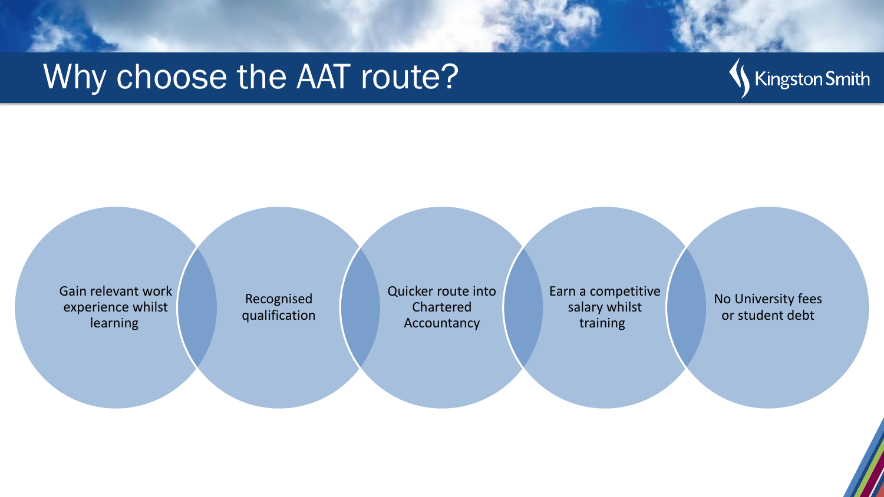# Why choose the AAT route?

- Gain relevant work experience whilst learning
- Recognised qualification
- Quicker route into Chartered Accountancy
- Earn a competitive salary whilst training
- No University fees or student debt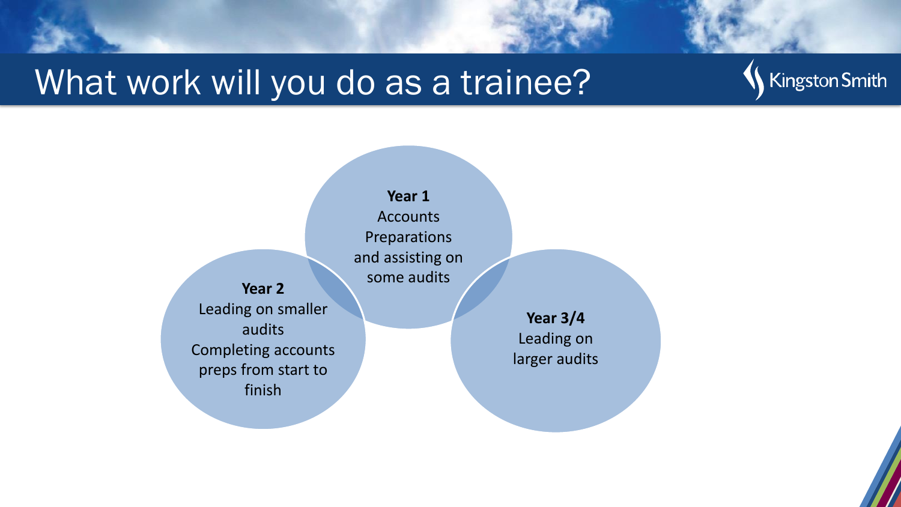# What work will you do as a trainee?

**Year 1**
Accounts Preparations and assisting on some audits

**Year 2**
Leading on smaller audits
Completing accounts preps from start to finish

**Year 3/4**
Leading on larger audits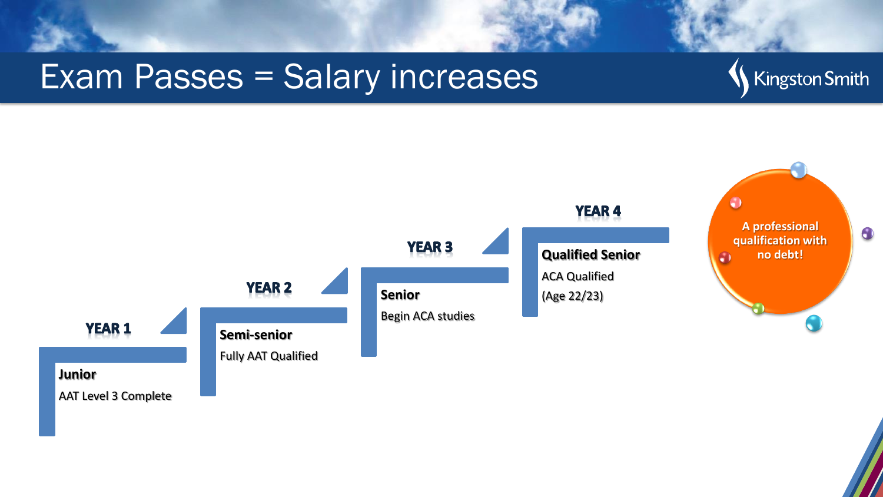# Exam Passes = Salary increases

Kingston Smith

### YEAR 1

**Junior**

AAT Level 3 Complete

### YEAR 2

**Semi-senior**

Fully AAT Qualified

### YEAR 3

**Senior**

Begin ACA studies

### YEAR 4

**Qualified Senior**

ACA Qualified

(Age 22/23)

**A professional qualification with no debt!**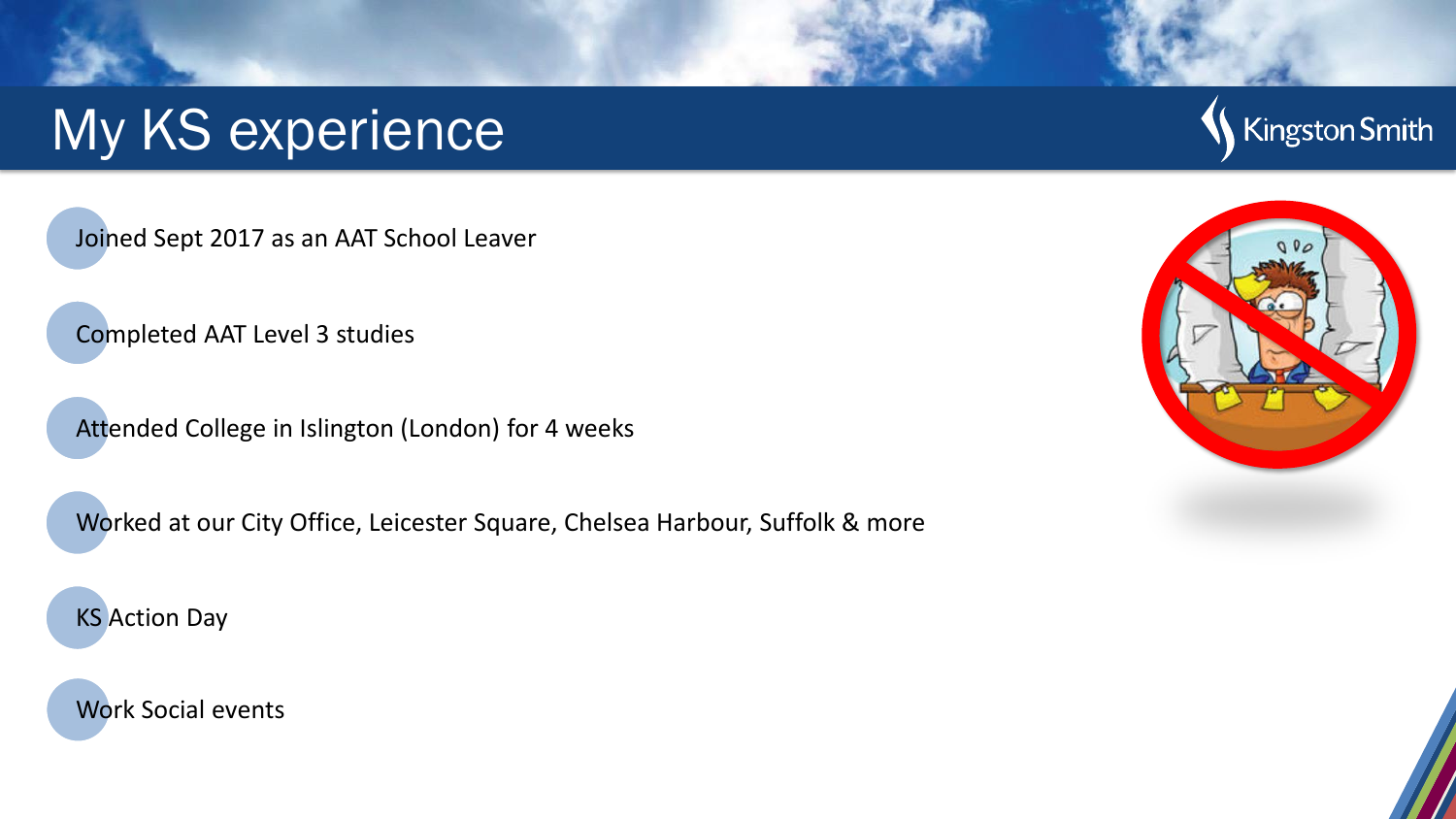# My KS experience

- Joined Sept 2017 as an AAT School Leaver
- Completed AAT Level 3 studies
- Attended College in Islington (London) for 4 weeks
- Worked at our City Office, Leicester Square, Chelsea Harbour, Suffolk & more
- KS Action Day
- Work Social events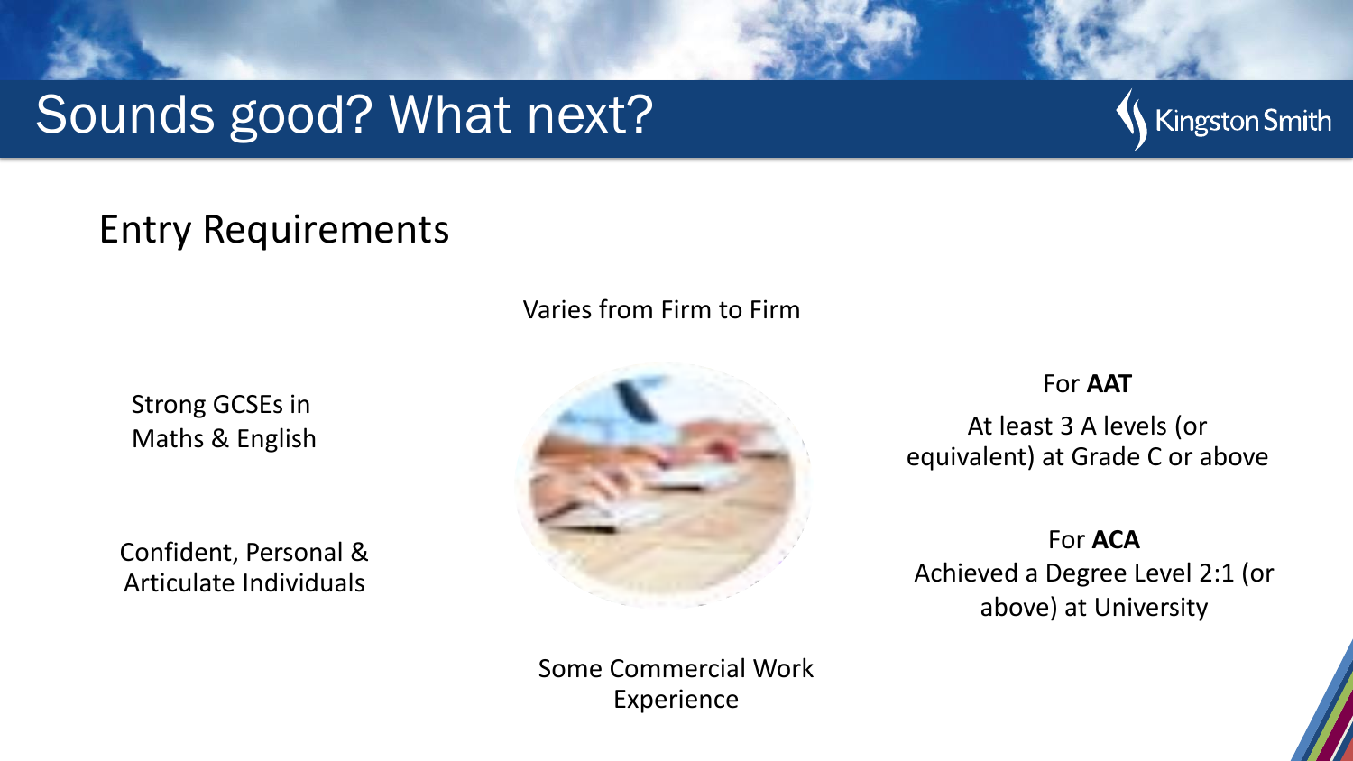# Sounds good? What next?

## Entry Requirements

Varies from Firm to Firm

Strong GCSEs in Maths & English

Confident, Personal & Articulate Individuals

For **AAT**

At least 3 A levels (or equivalent) at Grade C or above

For **ACA**

Achieved a Degree Level 2:1 (or above) at University

Some Commercial Work Experience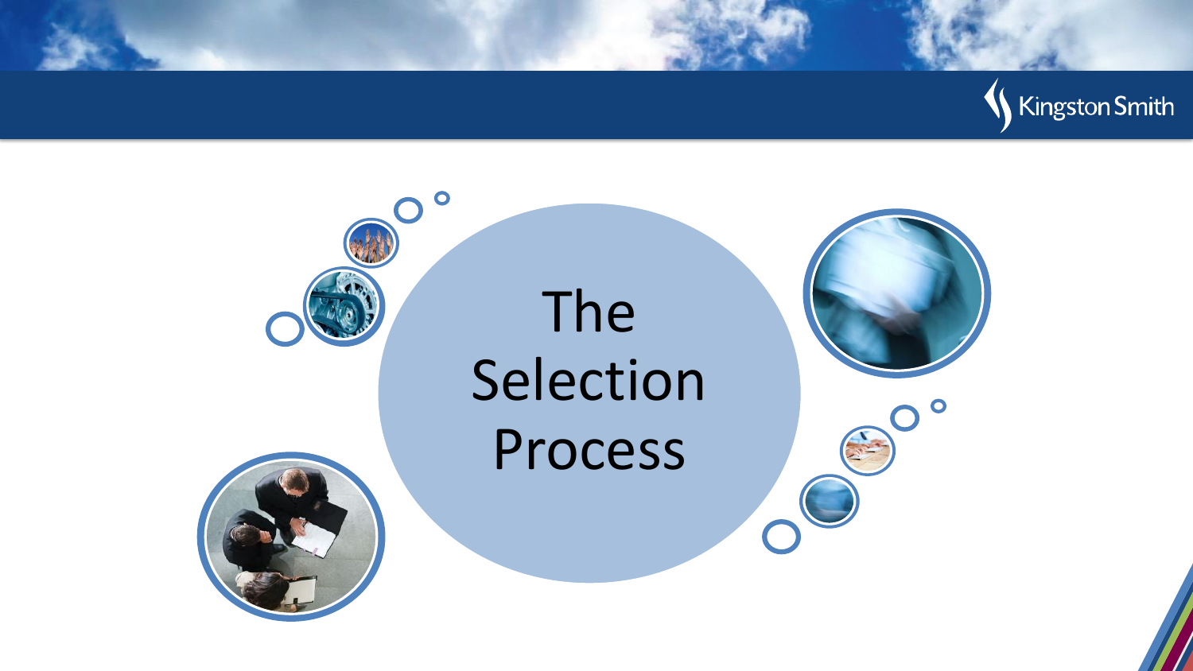# The Selection Process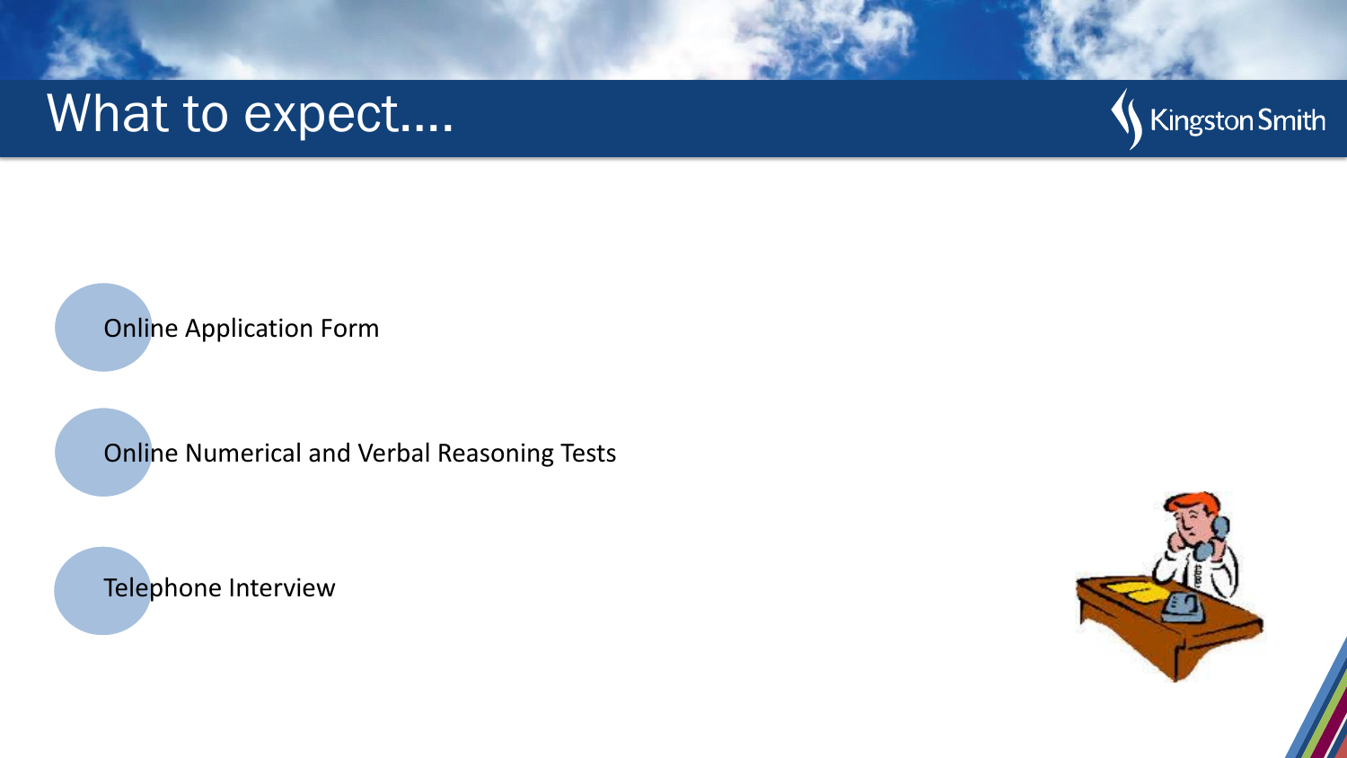# What to expect....

- Online Application Form
- Online Numerical and Verbal Reasoning Tests
- Telephone Interview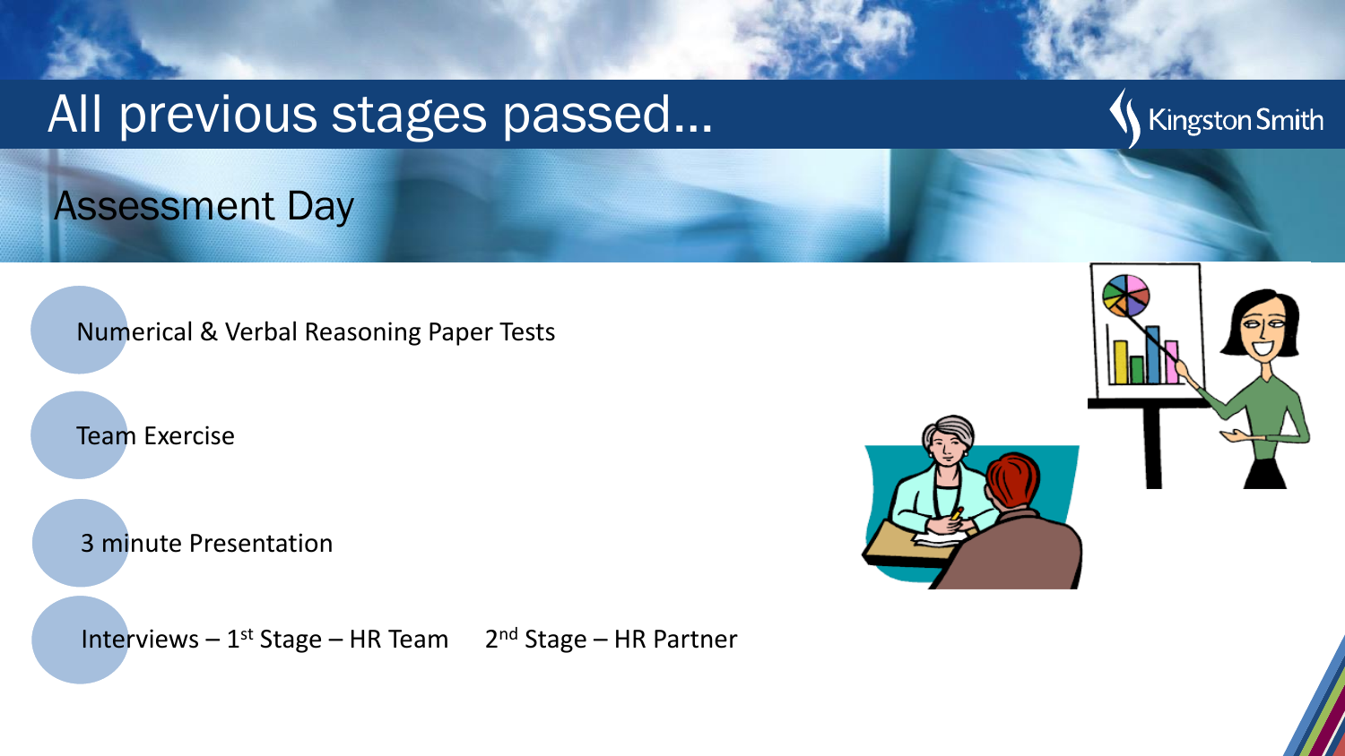# All previous stages passed…

## Assessment Day

- Numerical & Verbal Reasoning Paper Tests
- Team Exercise
- 3 minute Presentation
- Interviews – 1st Stage – HR Team     2nd Stage – HR Partner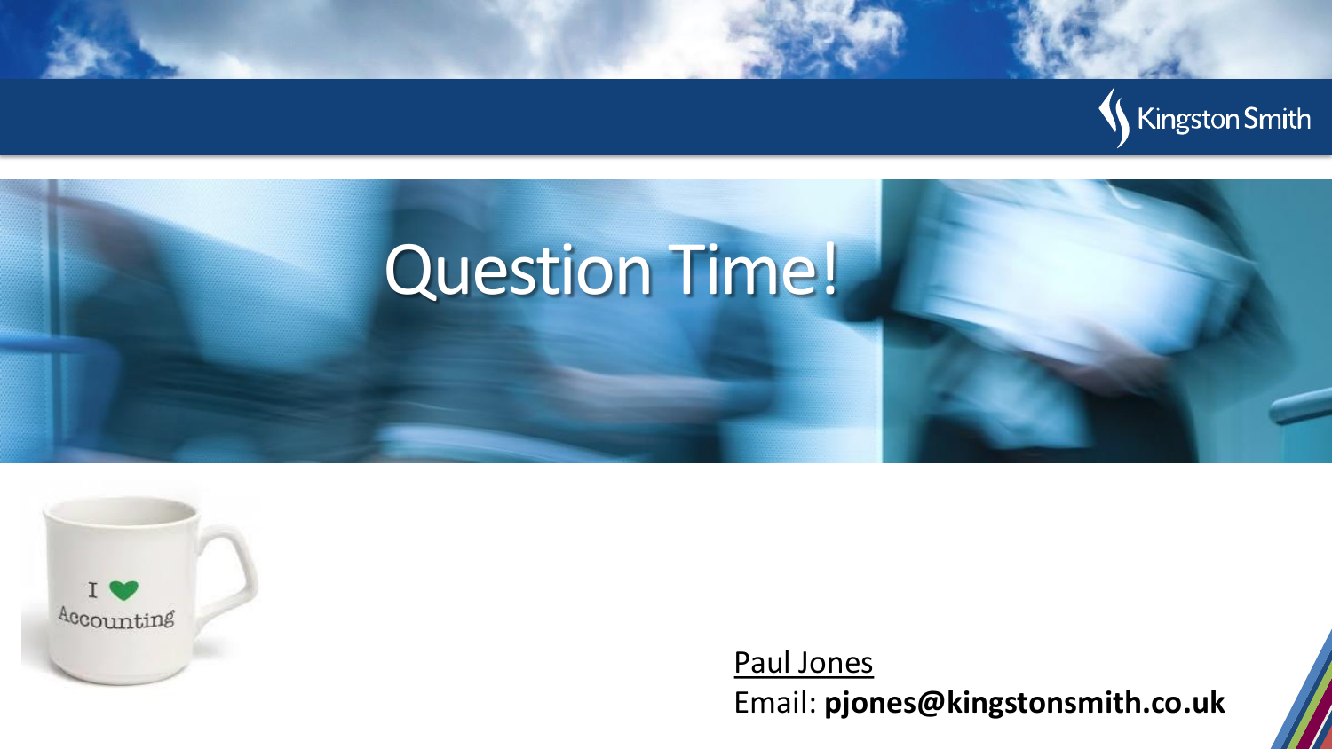Kingston Smith

# Question Time!

<u>Paul Jones</u>

Email: **pjones@kingstonsmith.co.uk**